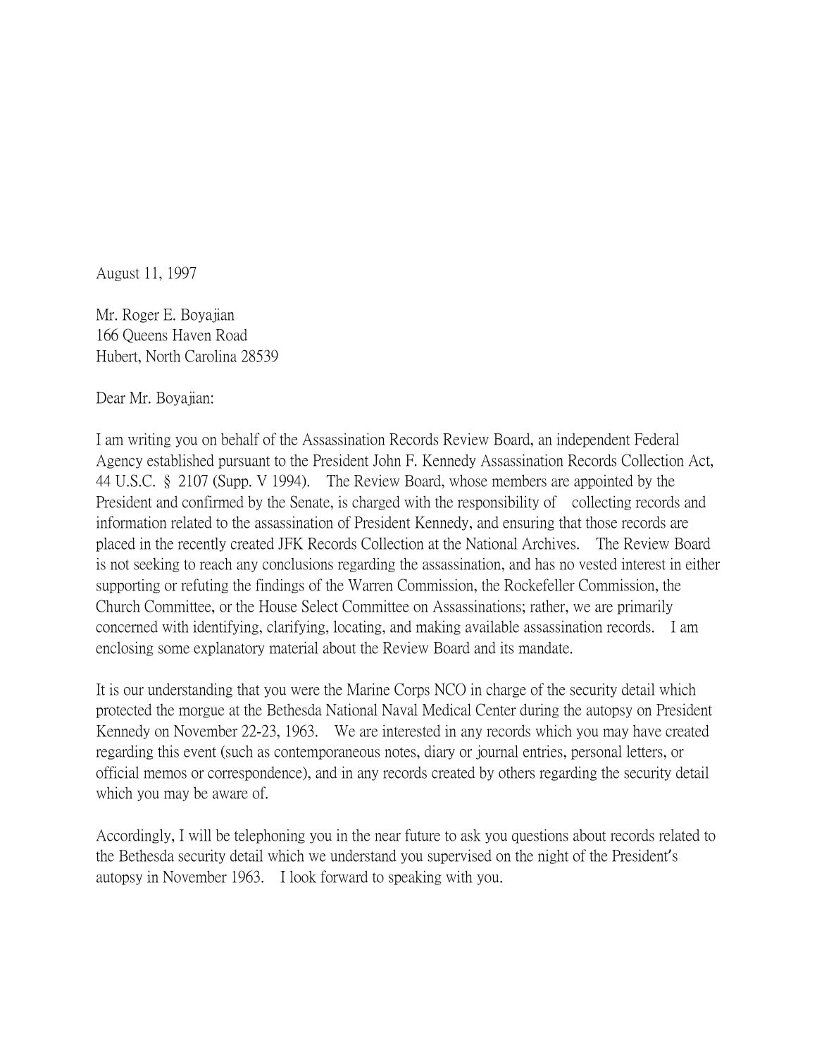August 11, 1997

Mr. Roger E. Boyajian
166 Queens Haven Road
Hubert, North Carolina 28539

Dear Mr. Boyajian:

I am writing you on behalf of the Assassination Records Review Board, an independent Federal Agency established pursuant to the President John F. Kennedy Assassination Records Collection Act, 44 U.S.C. § 2107 (Supp. V 1994). The Review Board, whose members are appointed by the President and confirmed by the Senate, is charged with the responsibility of collecting records and information related to the assassination of President Kennedy, and ensuring that those records are placed in the recently created JFK Records Collection at the National Archives. The Review Board is not seeking to reach any conclusions regarding the assassination, and has no vested interest in either supporting or refuting the findings of the Warren Commission, the Rockefeller Commission, the Church Committee, or the House Select Committee on Assassinations; rather, we are primarily concerned with identifying, clarifying, locating, and making available assassination records. I am enclosing some explanatory material about the Review Board and its mandate.

It is our understanding that you were the Marine Corps NCO in charge of the security detail which protected the morgue at the Bethesda National Naval Medical Center during the autopsy on President Kennedy on November 22-23, 1963. We are interested in any records which you may have created regarding this event (such as contemporaneous notes, diary or journal entries, personal letters, or official memos or correspondence), and in any records created by others regarding the security detail which you may be aware of.

Accordingly, I will be telephoning you in the near future to ask you questions about records related to the Bethesda security detail which we understand you supervised on the night of the President's autopsy in November 1963. I look forward to speaking with you.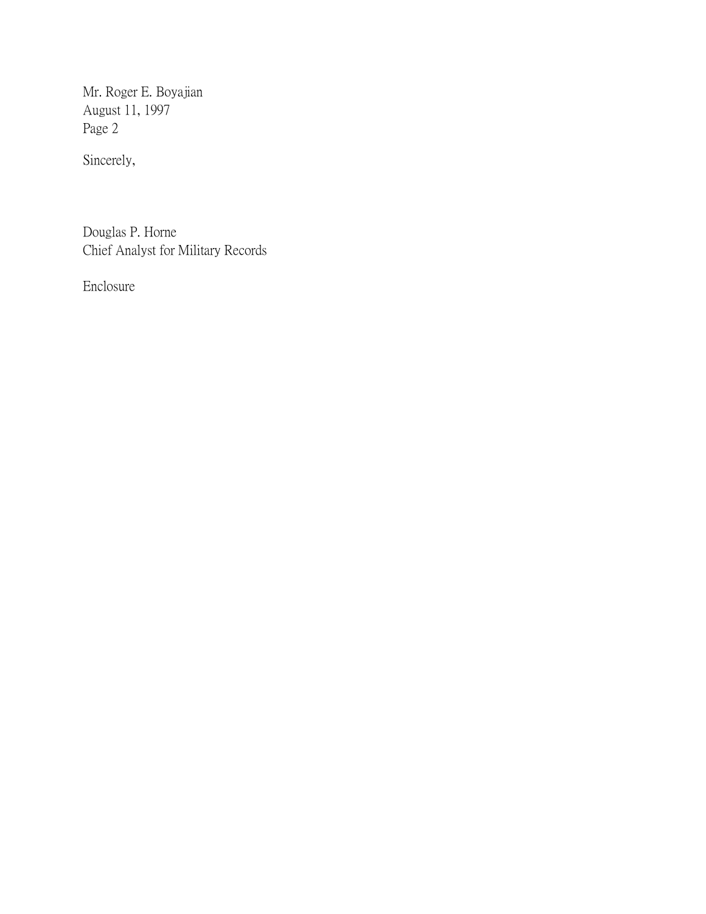Sincerely,

Douglas P. Horne
Chief Analyst for Military Records

Enclosure